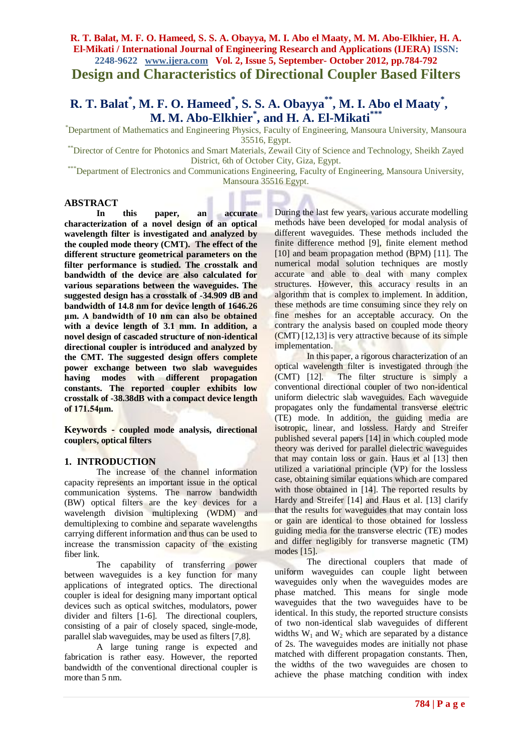# Design and Characteristics of Directional Coupler Based Filters

**R. T. Balat[*], M. F. O. Hameed[*], S. S. A. Obayya[**], M. I. Abo el Maaty[*], M. M. Abo-Elkhier[*], and H. A. El-Mikati[***]**

[*]Department of Mathematics and Engineering Physics, Faculty of Engineering, Mansoura University, Mansoura 35516, Egypt.

[**]Director of Centre for Photonics and Smart Materials, Zewail City of Science and Technology, Sheikh Zayed District, 6th of October City, Giza, Egypt.

[***]Department of Electronics and Communications Engineering, Faculty of Engineering, Mansoura University, Mansoura 35516 Egypt.

## ABSTRACT

**In this paper, an accurate characterization of a novel design of an optical wavelength filter is investigated and analyzed by the coupled mode theory (CMT). The effect of the different structure geometrical parameters on the filter performance is studied. The crosstalk and bandwidth of the device are also calculated for various separations between the two waveguides. The suggested design has a crosstalk of -34.909 dB and bandwidth of 14.8 nm for device length of 1646.26 µm. A bandwidth of 10 nm can also be obtained with a device length of 3.1 mm. In addition, a novel design of cascaded structure of non-identical directional coupler is introduced and analyzed by the CMT. The suggested design offers complete power exchange between two slab waveguides having modes with different propagation constants. The reported coupler exhibits low crosstalk of -38.38dB with a compact device length of 171.54µm.**

**Keywords - coupled mode analysis, directional couplers, optical filters**

## 1. INTRODUCTION

The increase of the channel information capacity represents an important issue in the optical communication systems. The narrow bandwidth (BW) optical filters are the key devices for a wavelength division multiplexing (WDM) and demultiplexing to combine and separate wavelengths carrying different information and thus can be used to increase the transmission capacity of the existing fiber link.

The capability of transferring power between waveguides is a key function for many applications of integrated optics. The directional coupler is ideal for designing many important optical devices such as optical switches, modulators, power divider and filters [1-6]. The directional couplers, consisting of a pair of closely spaced, single-mode, parallel slab waveguides, may be used as filters [7,8].

A large tuning range is expected and fabrication is rather easy. However, the reported bandwidth of the conventional directional coupler is more than 5 nm.

During the last few years, various accurate modelling methods have been developed for modal analysis of different waveguides. These methods included the finite difference method [9], finite element method [10] and beam propagation method (BPM) [11]. The numerical modal solution techniques are mostly accurate and able to deal with many complex structures. However, this accuracy results in an algorithm that is complex to implement. In addition, these methods are time consuming since they rely on fine meshes for an acceptable accuracy. On the contrary the analysis based on coupled mode theory (CMT) [12,13] is very attractive because of its simple implementation.

In this paper, a rigorous characterization of an optical wavelength filter is investigated through the (CMT) [12]. The filter structure is simply a conventional directional coupler of two non-identical uniform dielectric slab waveguides. Each waveguide propagates only the fundamental transverse electric (TE) mode. In addition, the guiding media are isotropic, linear, and lossless. Hardy and Streifer published several papers [14] in which coupled mode theory was derived for parallel dielectric waveguides that may contain loss or gain. Haus et al [13] then utilized a variational principle (VP) for the lossless case, obtaining similar equations which are compared with those obtained in [14]. The reported results by Hardy and Streifer [14] and Haus et al. [13] clarify that the results for waveguides that may contain loss or gain are identical to those obtained for lossless guiding media for the transverse electric (TE) modes and differ negligibly for transverse magnetic (TM) modes [15].

The directional couplers that made of uniform waveguides can couple light between waveguides only when the waveguides modes are phase matched. This means for single mode waveguides that the two waveguides have to be identical. In this study, the reported structure consists of two non-identical slab waveguides of different widths $W_1$ and $W_2$ which are separated by a distance of 2s. The waveguides modes are initially not phase matched with different propagation constants. Then, the widths of the two waveguides are chosen to achieve the phase matching condition with index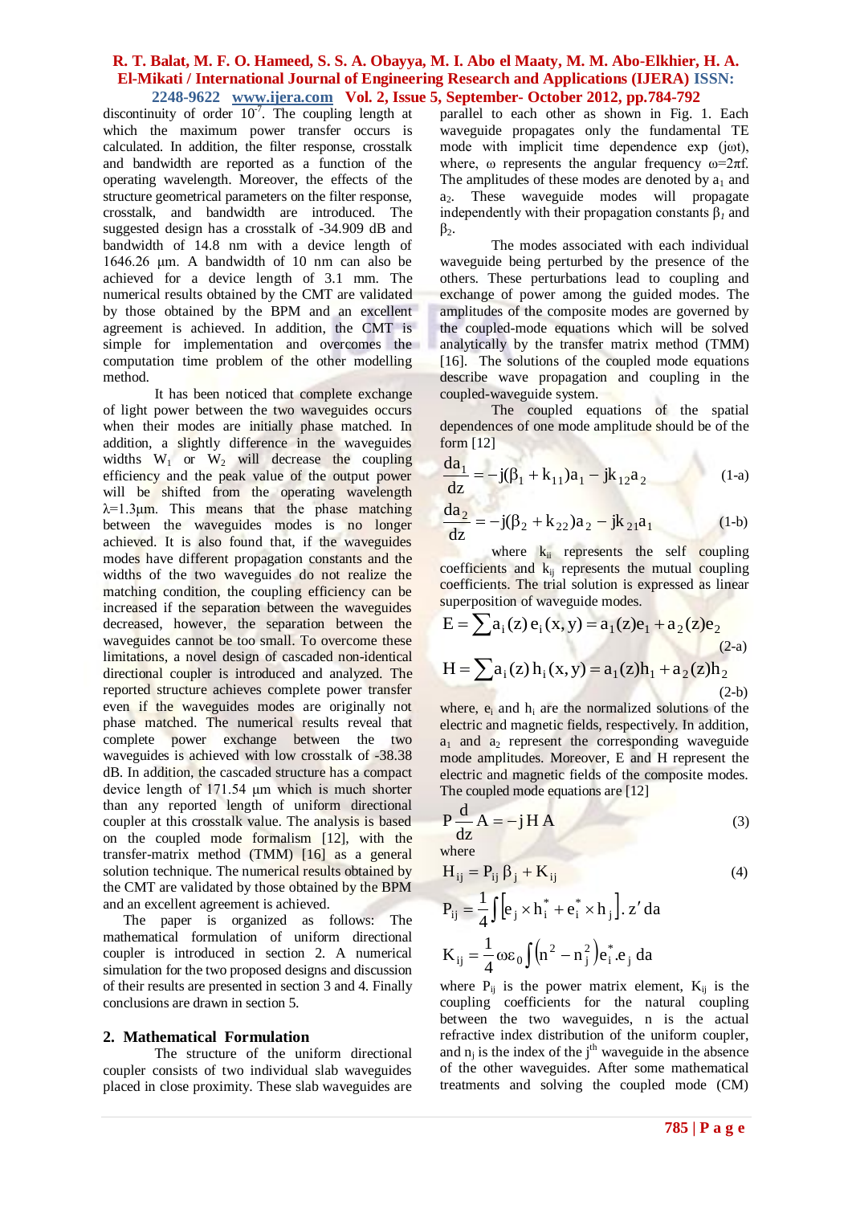discontinuity of order $10^{-7}$. The coupling length at which the maximum power transfer occurs is calculated. In addition, the filter response, crosstalk and bandwidth are reported as a function of the operating wavelength. Moreover, the effects of the structure geometrical parameters on the filter response, crosstalk, and bandwidth are introduced. The suggested design has a crosstalk of -34.909 dB and bandwidth of 14.8 nm with a device length of 1646.26 μm. A bandwidth of 10 nm can also be achieved for a device length of 3.1 mm. The numerical results obtained by the CMT are validated by those obtained by the BPM and an excellent agreement is achieved. In addition, the CMT is simple for implementation and overcomes the computation time problem of the other modelling method.

It has been noticed that complete exchange of light power between the two waveguides occurs when their modes are initially phase matched. In addition, a slightly difference in the waveguides widths $W_1$ or $W_2$ will decrease the coupling efficiency and the peak value of the output power will be shifted from the operating wavelength $\lambda$=1.3μm. This means that the phase matching between the waveguides modes is no longer achieved. It is also found that, if the waveguides modes have different propagation constants and the widths of the two waveguides do not realize the matching condition, the coupling efficiency can be increased if the separation between the waveguides decreased, however, the separation between the waveguides cannot be too small. To overcome these limitations, a novel design of cascaded non-identical directional coupler is introduced and analyzed. The reported structure achieves complete power transfer even if the waveguides modes are originally not phase matched. The numerical results reveal that complete power exchange between the two waveguides is achieved with low crosstalk of -38.38 dB. In addition, the cascaded structure has a compact device length of 171.54 μm which is much shorter than any reported length of uniform directional coupler at this crosstalk value. The analysis is based on the coupled mode formalism [12], with the transfer-matrix method (TMM) [16] as a general solution technique. The numerical results obtained by the CMT are validated by those obtained by the BPM and an excellent agreement is achieved.

The paper is organized as follows: The mathematical formulation of uniform directional coupler is introduced in section 2. A numerical simulation for the two proposed designs and discussion of their results are presented in section 3 and 4. Finally conclusions are drawn in section 5.

## 2. Mathematical Formulation

The structure of the uniform directional coupler consists of two individual slab waveguides placed in close proximity. These slab waveguides are parallel to each other as shown in Fig. 1. Each waveguide propagates only the fundamental TE mode with implicit time dependence exp ($j\omega t$), where, $\omega$ represents the angular frequency $\omega=2\pi f$. The amplitudes of these modes are denoted by $a_1$ and $a_2$. These waveguide modes will propagate independently with their propagation constants $\beta_1$ and $\beta_2$.

The modes associated with each individual waveguide being perturbed by the presence of the others. These perturbations lead to coupling and exchange of power among the guided modes. The amplitudes of the composite modes are governed by the coupled-mode equations which will be solved analytically by the transfer matrix method (TMM) [16]. The solutions of the coupled mode equations describe wave propagation and coupling in the coupled-waveguide system.

The coupled equations of the spatial dependences of one mode amplitude should be of the form [12]

$$\frac{da_1}{dz} = -j(\beta_1 + k_{11})a_1 - jk_{12}a_2 \tag{1-a}$$

$$\frac{da_2}{dz} = -j(\beta_2 + k_{22})a_2 - jk_{21}a_1 \tag{1-b}$$

where $k_{ii}$ represents the self coupling coefficients and $k_{ij}$ represents the mutual coupling coefficients. The trial solution is expressed as linear superposition of waveguide modes.

$$E = \sum a_i(z)\, e_i(x,y) = a_1(z)e_1 + a_2(z)e_2 \tag{2-a}$$

$$H = \sum a_i(z)\, h_i(x,y) = a_1(z)h_1 + a_2(z)h_2 \tag{2-b}$$

where, $e_i$ and $h_i$ are the normalized solutions of the electric and magnetic fields, respectively. In addition, $a_1$ and $a_2$ represent the corresponding waveguide mode amplitudes. Moreover, E and H represent the electric and magnetic fields of the composite modes. The coupled mode equations are [12]

$$P\frac{d}{dz}A = -j\,H\,A \tag{3}$$

where

$$H_{ij} = P_{ij}\,\beta_j + K_{ij} \tag{4}$$

$$P_{ij} = \frac{1}{4}\int\left[e_j \times h_i^* + e_i^* \times h_j\right].\, z'\, da$$

$$K_{ij} = \frac{1}{4}\omega\varepsilon_0 \int\left(n^2 - n_j^2\right)e_i^*.e_j\, da$$

where $P_{ij}$ is the power matrix element, $K_{ij}$ is the coupling coefficients for the natural coupling between the two waveguides, n is the actual refractive index distribution of the uniform coupler, and $n_j$ is the index of the $j^{th}$ waveguide in the absence of the other waveguides. After some mathematical treatments and solving the coupled mode (CM)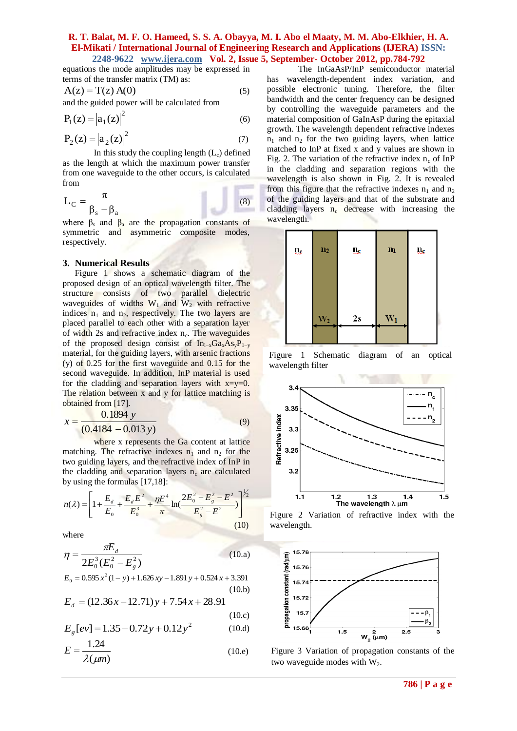equations the mode amplitudes may be expressed in terms of the transfer matrix (TM) as:

$$A(z) = T(z)\, A(0) \tag{5}$$

and the guided power will be calculated from

$$P_1(z) = |a_1(z)|^2 \tag{6}$$

$$P_2(z) = |a_2(z)|^2 \tag{7}$$

In this study the coupling length ($L_c$) defined as the length at which the maximum power transfer from one waveguide to the other occurs, is calculated from

$$L_C = \frac{\pi}{\beta_s - \beta_a} \tag{8}$$

where $\beta_s$ and $\beta_a$ are the propagation constants of symmetric and asymmetric composite modes, respectively.

## 3. Numerical Results

Figure 1 shows a schematic diagram of the proposed design of an optical wavelength filter. The structure consists of two parallel dielectric waveguides of widths $W_1$ and $W_2$ with refractive indices $n_1$ and $n_2$, respectively. The two layers are placed parallel to each other with a separation layer of width 2s and refractive index $n_c$. The waveguides of the proposed design consist of $In_{1-x}Ga_xAs_yP_{1-y}$ material, for the guiding layers, with arsenic fractions (y) of 0.25 for the first waveguide and 0.15 for the second waveguide. In addition, InP material is used for the cladding and separation layers with x=y=0. The relation between x and y for lattice matching is obtained from [17].

$$x = \frac{0.1894\, y}{(0.4184 - 0.013\, y)} \tag{9}$$

where x represents the Ga content at lattice matching. The refractive indexes $n_1$ and $n_2$ for the two guiding layers, and the refractive index of InP in the cladding and separation layers $n_c$ are calculated by using the formulas [17,18]:

$$n(\lambda) = \left[1 + \frac{E_d}{E_0} + \frac{E_d E^2}{E_0^3} + \frac{\eta E^4}{\pi} \ln\left(\frac{2E_0^2 - E_g^2 - E^2}{E_g^2 - E^2}\right)\right]^{1/2} \tag{10}$$

where

$$\eta = \frac{\pi E_d}{2E_0^3 (E_0^2 - E_g^2)} \tag{10.a}$$

$$E_0 = 0.595\, x^2 (1-y) + 1.626\, xy - 1.891\, y + 0.524\, x + 3.391 \tag{10.b}$$

$$E_d = (12.36\, x - 12.71)\, y + 7.54\, x + 28.91 \tag{10.c}$$

$$E_g[ev] = 1.35 - 0.72 y + 0.12 y^2 \tag{10.d}$$

$$E = \frac{1.24}{\lambda(\mu m)} \tag{10.e}$$

The InGaAsP/InP semiconductor material has wavelength-dependent index variation, and possible electronic tuning. Therefore, the filter bandwidth and the center frequency can be designed by controlling the waveguide parameters and the material composition of GaInAsP during the epitaxial growth. The wavelength dependent refractive indexes $n_1$ and $n_2$ for the two guiding layers, when lattice matched to InP at fixed x and y values are shown in Fig. 2. The variation of the refractive index $n_c$ of InP in the cladding and separation regions with the wavelength is also shown in Fig. 2. It is revealed from this figure that the refractive indexes $n_1$ and $n_2$ of the guiding layers and that of the substrate and cladding layers $n_c$ decrease with increasing the wavelength.

Figure 1 Schematic diagram of an optical wavelength filter

Figure 2 Variation of refractive index with the wavelength.

Figure 3 Variation of propagation constants of the two waveguide modes with $W_2$.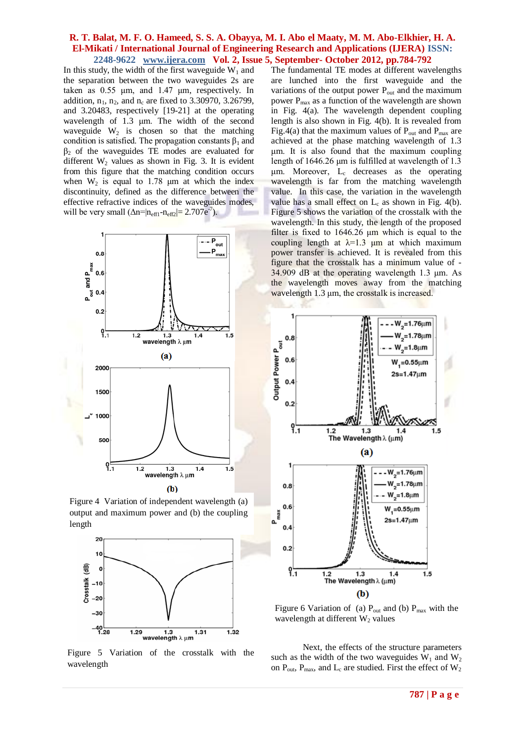In this study, the width of the first waveguide $W_1$ and the separation between the two waveguides 2s are taken as 0.55 μm, and 1.47 μm, respectively. In addition, $n_1$, $n_2$, and $n_c$ are fixed to 3.30970, 3.26799, and 3.20483, respectively [19-21] at the operating wavelength of 1.3 μm. The width of the second waveguide $W_2$ is chosen so that the matching condition is satisfied. The propagation constants $\beta_1$ and $\beta_2$ of the waveguides TE modes are evaluated for different $W_2$ values as shown in Fig. 3. It is evident from this figure that the matching condition occurs when $W_2$ is equal to 1.78 μm at which the index discontinuity, defined as the difference between the effective refractive indices of the waveguides modes, will be very small ($\Delta n=|n_{eff1}-n_{eff2}|= 2.707e^{-7}$).

Figure 4 Variation of independent wavelength (a) output and maximum power and (b) the coupling length

Figure 5 Variation of the crosstalk with the wavelength

The fundamental TE modes at different wavelengths are lunched into the first waveguide and the variations of the output power $P_{out}$ and the maximum power $P_{max}$ as a function of the wavelength are shown in Fig. 4(a). The wavelength dependent coupling length is also shown in Fig. 4(b). It is revealed from Fig.4(a) that the maximum values of $P_{out}$ and $P_{max}$ are achieved at the phase matching wavelength of 1.3 μm. It is also found that the maximum coupling length of 1646.26 μm is fulfilled at wavelength of 1.3 μm. Moreover, $L_c$ decreases as the operating wavelength is far from the matching wavelength value. In this case, the variation in the wavelength value has a small effect on $L_c$ as shown in Fig. 4(b). Figure 5 shows the variation of the crosstalk with the wavelength. In this study, the length of the proposed filter is fixed to 1646.26 μm which is equal to the coupling length at λ=1.3 μm at which maximum power transfer is achieved. It is revealed from this figure that the crosstalk has a minimum value of -34.909 dB at the operating wavelength 1.3 μm. As the wavelength moves away from the matching wavelength 1.3 μm, the crosstalk is increased.

Figure 6 Variation of (a) $P_{out}$ and (b) $P_{max}$ with the wavelength at different $W_2$ values

Next, the effects of the structure parameters such as the width of the two waveguides $W_1$ and $W_2$ on $P_{out}$, $P_{max}$, and $L_c$ are studied. First the effect of $W_2$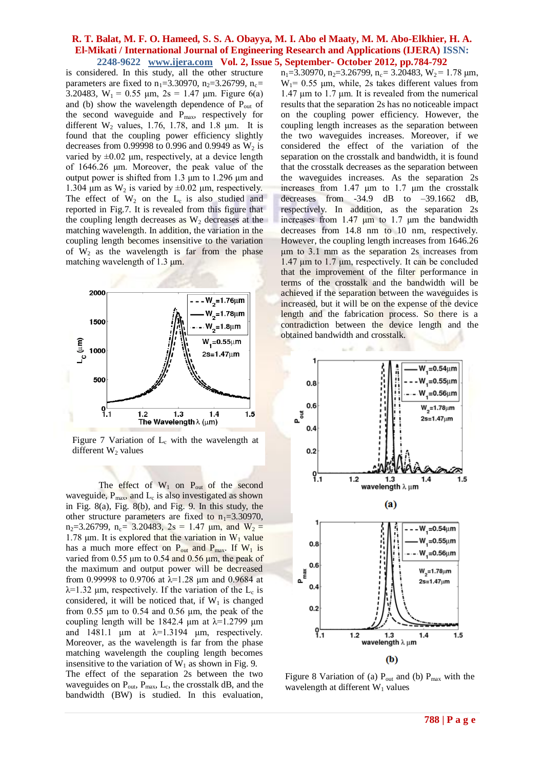is considered. In this study, all the other structure parameters are fixed to $n_1$=3.30970, $n_2$=3.26799, $n_c$= 3.20483, $W_1$ = 0.55 µm, 2s = 1.47 µm. Figure 6(a) and (b) show the wavelength dependence of $P_{out}$ of the second waveguide and $P_{max}$, respectively for different $W_2$ values, 1.76, 1.78, and 1.8 µm. It is found that the coupling power efficiency slightly decreases from 0.99998 to 0.996 and 0.9949 as $W_2$ is varied by ±0.02 µm, respectively, at a device length of 1646.26 µm. Moreover, the peak value of the output power is shifted from 1.3 µm to 1.296 µm and 1.304 µm as $W_2$ is varied by ±0.02 µm, respectively. The effect of $W_2$ on the $L_c$ is also studied and reported in Fig.7. It is revealed from this figure that the coupling length decreases as $W_2$ decreases at the matching wavelength. In addition, the variation in the coupling length becomes insensitive to the variation of $W_2$ as the wavelength is far from the phase matching wavelength of 1.3 µm.

Figure 7 Variation of $L_c$ with the wavelength at different $W_2$ values

The effect of $W_1$ on $P_{out}$ of the second waveguide, $P_{max}$, and $L_c$ is also investigated as shown in Fig. 8(a), Fig. 8(b), and Fig. 9. In this study, the other structure parameters are fixed to $n_1$=3.30970, $n_2$=3.26799, $n_c$= 3.20483, 2s = 1.47 µm, and $W_2$ = 1.78 µm. It is explored that the variation in $W_1$ value has a much more effect on $P_{out}$ and $P_{max}$. If $W_1$ is varied from 0.55 µm to 0.54 and 0.56 µm, the peak of the maximum and output power will be decreased from 0.99998 to 0.9706 at λ=1.28 µm and 0.9684 at λ=1.32 µm, respectively. If the variation of the $L_c$ is considered, it will be noticed that, if $W_1$ is changed from 0.55 µm to 0.54 and 0.56 µm, the peak of the coupling length will be 1842.4 µm at λ=1.2799 µm and 1481.1 µm at λ=1.3194 µm, respectively. Moreover, as the wavelength is far from the phase matching wavelength the coupling length becomes insensitive to the variation of $W_1$ as shown in Fig. 9.

The effect of the separation 2s between the two waveguides on $P_{out}$, $P_{max}$, $L_c$, the crosstalk dB, and the bandwidth (BW) is studied. In this evaluation, $n_1$=3.30970, $n_2$=3.26799, $n_c$= 3.20483, $W_2$ = 1.78 µm, $W_1$= 0.55 µm, while, 2s takes different values from 1.47 µm to 1.7 µm. It is revealed from the numerical results that the separation 2s has no noticeable impact on the coupling power efficiency. However, the coupling length increases as the separation between the two waveguides increases. Moreover, if we considered the effect of the variation of the separation on the crosstalk and bandwidth, it is found that the crosstalk decreases as the separation between the waveguides increases. As the separation 2s increases from 1.47 µm to 1.7 µm the crosstalk decreases from -34.9 dB to –39.1662 dB, respectively. In addition, as the separation 2s increases from 1.47 µm to 1.7 µm the bandwidth decreases from 14.8 nm to 10 nm, respectively. However, the coupling length increases from 1646.26 µm to 3.1 mm as the separation 2s increases from 1.47 µm to 1.7 µm, respectively. It can be concluded that the improvement of the filter performance in terms of the crosstalk and the bandwidth will be achieved if the separation between the waveguides is increased, but it will be on the expense of the device length and the fabrication process. So there is a contradiction between the device length and the obtained bandwidth and crosstalk.

Figure 8 Variation of (a) $P_{out}$ and (b) $P_{max}$ with the wavelength at different $W_1$ values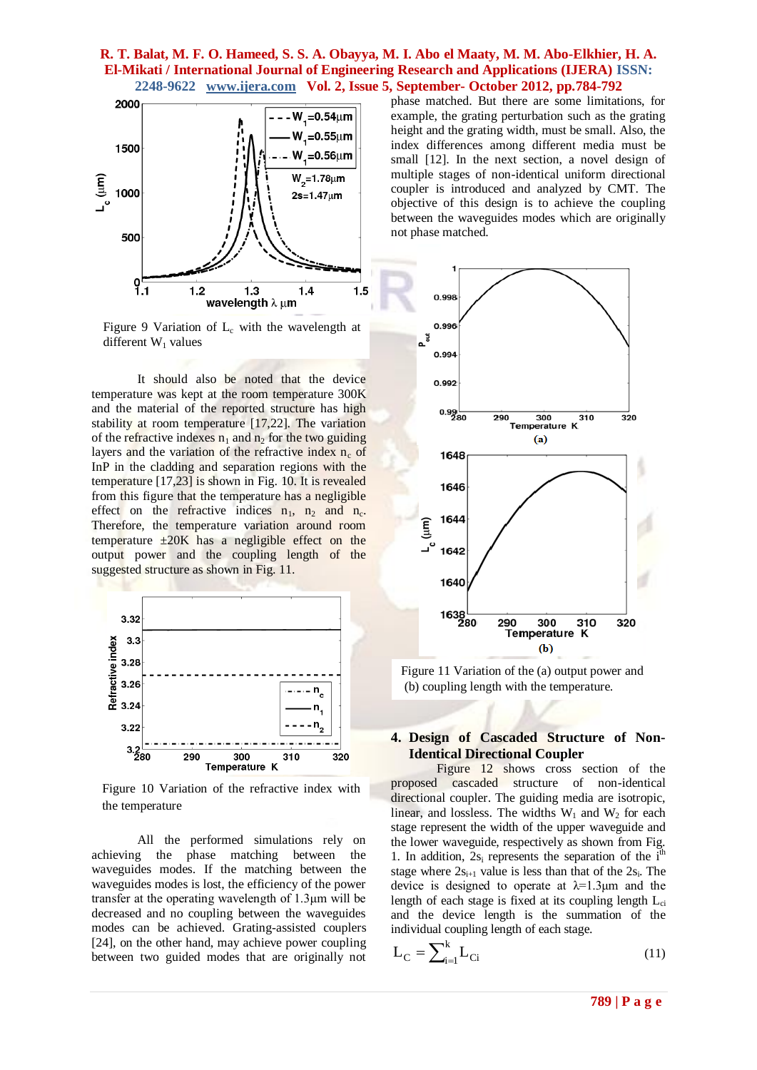Figure 9 Variation of $L_c$ with the wavelength at different $W_1$ values

It should also be noted that the device temperature was kept at the room temperature 300K and the material of the reported structure has high stability at room temperature [17,22]. The variation of the refractive indexes $n_1$ and $n_2$ for the two guiding layers and the variation of the refractive index $n_c$ of InP in the cladding and separation regions with the temperature [17,23] is shown in Fig. 10. It is revealed from this figure that the temperature has a negligible effect on the refractive indices $n_1$, $n_2$ and $n_c$. Therefore, the temperature variation around room temperature ±20K has a negligible effect on the output power and the coupling length of the suggested structure as shown in Fig. 11.

Figure 10 Variation of the refractive index with the temperature

All the performed simulations rely on achieving the phase matching between the waveguides modes. If the matching between the waveguides modes is lost, the efficiency of the power transfer at the operating wavelength of 1.3µm will be decreased and no coupling between the waveguides modes can be achieved. Grating-assisted couplers [24], on the other hand, may achieve power coupling between two guided modes that are originally not phase matched. But there are some limitations, for example, the grating perturbation such as the grating height and the grating width, must be small. Also, the index differences among different media must be small [12]. In the next section, a novel design of multiple stages of non-identical uniform directional coupler is introduced and analyzed by CMT. The objective of this design is to achieve the coupling between the waveguides modes which are originally not phase matched.

Figure 11 Variation of the (a) output power and (b) coupling length with the temperature.

## 4. Design of Cascaded Structure of Non-Identical Directional Coupler

Figure 12 shows cross section of the proposed cascaded structure of non-identical directional coupler. The guiding media are isotropic, linear, and lossless. The widths $W_1$ and $W_2$ for each stage represent the width of the upper waveguide and the lower waveguide, respectively as shown from Fig. 1. In addition, $2s_i$ represents the separation of the $i^{th}$ stage where $2s_{i+1}$ value is less than that of the $2s_i$. The device is designed to operate at $\lambda$=1.3µm and the length of each stage is fixed at its coupling length $L_{ci}$ and the device length is the summation of the individual coupling length of each stage.

$$L_C = \sum_{i=1}^{k} L_{Ci} \tag{11}$$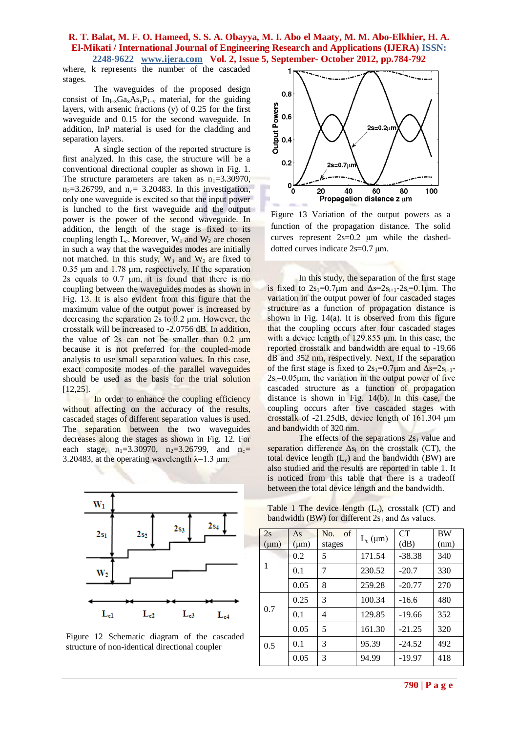where, k represents the number of the cascaded stages.

The waveguides of the proposed design consist of $In_{1-x}Ga_xAs_yP_{1-y}$ material, for the guiding layers, with arsenic fractions (y) of 0.25 for the first waveguide and 0.15 for the second waveguide. In addition, InP material is used for the cladding and separation layers.

A single section of the reported structure is first analyzed. In this case, the structure will be a conventional directional coupler as shown in Fig. 1. The structure parameters are taken as $n_1$=3.30970, $n_2$=3.26799, and $n_c$= 3.20483. In this investigation, only one waveguide is excited so that the input power is lunched to the first waveguide and the output power is the power of the second waveguide. In addition, the length of the stage is fixed to its coupling length $L_c$. Moreover, $W_1$ and $W_2$ are chosen in such a way that the waveguides modes are initially not matched. In this study, $W_1$ and $W_2$ are fixed to 0.35 µm and 1.78 µm, respectively. If the separation 2s equals to 0.7 µm, it is found that there is no coupling between the waveguides modes as shown in Fig. 13. It is also evident from this figure that the maximum value of the output power is increased by decreasing the separation 2s to 0.2 µm. However, the crosstalk will be increased to -2.0756 dB. In addition, the value of 2s can not be smaller than 0.2 µm because it is not preferred for the coupled-mode analysis to use small separation values. In this case, exact composite modes of the parallel waveguides should be used as the basis for the trial solution [12,25].

In order to enhance the coupling efficiency without affecting on the accuracy of the results, cascaded stages of different separation values is used. The separation between the two waveguides decreases along the stages as shown in Fig. 12. For each stage, $n_1$=3.30970, $n_2$=3.26799, and $n_c$= 3.20483, at the operating wavelength λ=1.3 µm.

Figure 12 Schematic diagram of the cascaded structure of non-identical directional coupler

Figure 13 Variation of the output powers as a function of the propagation distance. The solid curves represent 2s=0.2 µm while the dashed-dotted curves indicate 2s=0.7 µm.

In this study, the separation of the first stage is fixed to $2s_1$=0.7µm and $\Delta s=2s_{i+1}-2s_i$=0.1µm. The variation in the output power of four cascaded stages structure as a function of propagation distance is shown in Fig. 14(a). It is observed from this figure that the coupling occurs after four cascaded stages with a device length of 129.855 µm. In this case, the reported crosstalk and bandwidth are equal to -19.66 dB and 352 nm, respectively. Next, If the separation of the first stage is fixed to $2s_1$=0.7µm and $\Delta s=2s_{i+1}-2s_i$=0.05µm, the variation in the output power of five cascaded structure as a function of propagation distance is shown in Fig. 14(b). In this case, the coupling occurs after five cascaded stages with crosstalk of -21.25dB, device length of 161.304 µm and bandwidth of 320 nm.

The effects of the separations $2s_1$ value and separation difference $\Delta s_i$ on the crosstalk (CT), the total device length ($L_c$) and the bandwidth (BW) are also studied and the results are reported in table 1. It is noticed from this table that there is a tradeoff between the total device length and the bandwidth.

Table 1 The device length ($L_c$), crosstalk (CT) and bandwidth (BW) for different $2s_1$ and Δs values.

| 2s (µm) | Δs (µm) | No. of stages | $L_c$ (µm) | CT (dB) | BW (nm) |
|---|---|---|---|---|---|
| 1 | 0.2 | 5 | 171.54 | -38.38 | 340 |
| | 0.1 | 7 | 230.52 | -20.7 | 330 |
| | 0.05 | 8 | 259.28 | -20.77 | 270 |
| 0.7 | 0.25 | 3 | 100.34 | -16.6 | 480 |
| | 0.1 | 4 | 129.85 | -19.66 | 352 |
| | 0.05 | 5 | 161.30 | -21.25 | 320 |
| 0.5 | 0.1 | 3 | 95.39 | -24.52 | 492 |
| | 0.05 | 3 | 94.99 | -19.97 | 418 |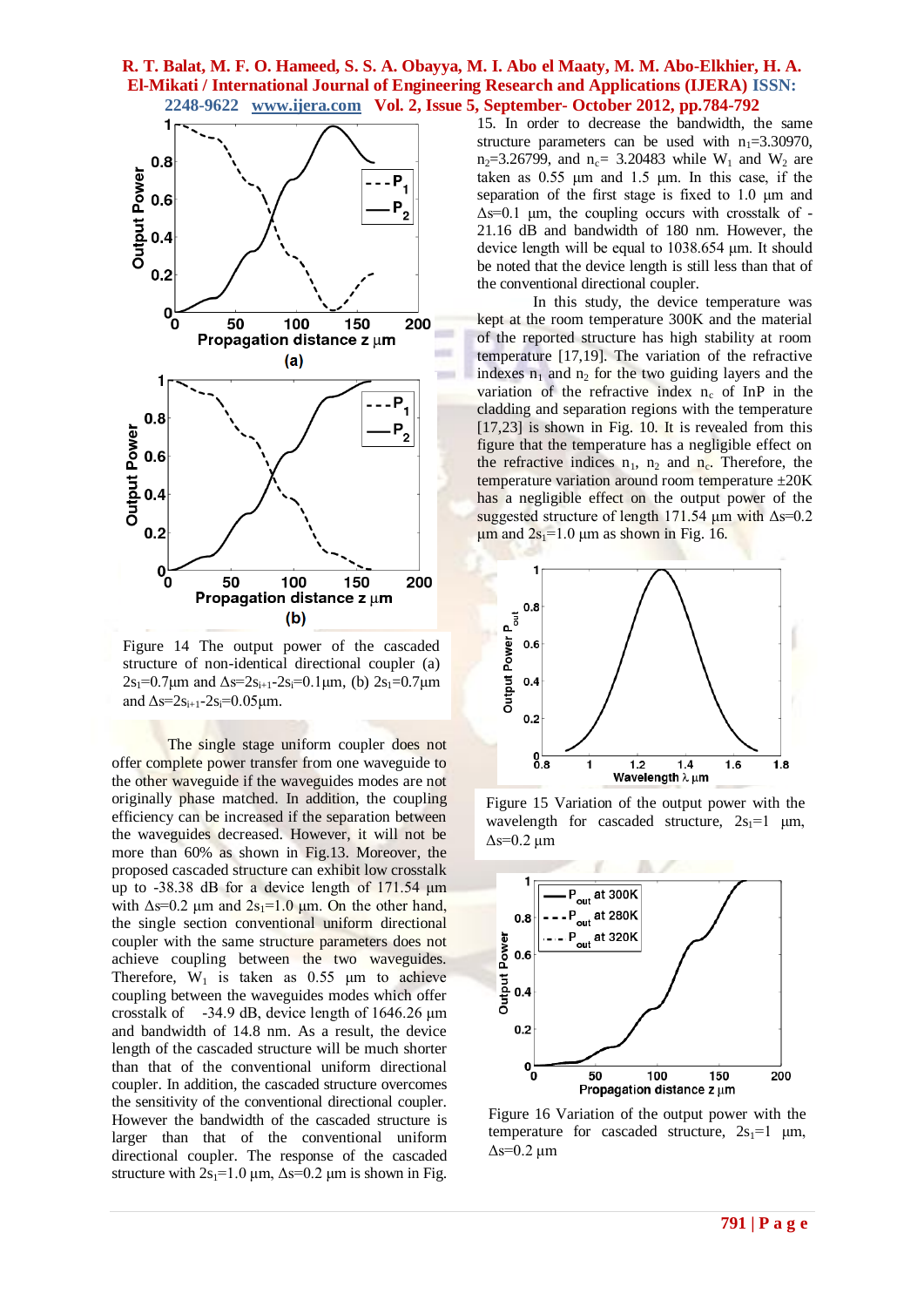Figure 14 The output power of the cascaded structure of non-identical directional coupler (a) $2s_1$=0.7μm and $\Delta s=2s_{i+1}-2s_i$=0.1μm, (b) $2s_1$=0.7μm and $\Delta s=2s_{i+1}-2s_i$=0.05μm.

The single stage uniform coupler does not offer complete power transfer from one waveguide to the other waveguide if the waveguides modes are not originally phase matched. In addition, the coupling efficiency can be increased if the separation between the waveguides decreased. However, it will not be more than 60% as shown in Fig.13. Moreover, the proposed cascaded structure can exhibit low crosstalk up to -38.38 dB for a device length of 171.54 μm with $\Delta s$=0.2 μm and $2s_1$=1.0 μm. On the other hand, the single section conventional uniform directional coupler with the same structure parameters does not achieve coupling between the two waveguides. Therefore, $W_1$ is taken as 0.55 μm to achieve coupling between the waveguides modes which offer crosstalk of -34.9 dB, device length of 1646.26 μm and bandwidth of 14.8 nm. As a result, the device length of the cascaded structure will be much shorter than that of the conventional uniform directional coupler. In addition, the cascaded structure overcomes the sensitivity of the conventional directional coupler. However the bandwidth of the cascaded structure is larger than that of the conventional uniform directional coupler. The response of the cascaded structure with $2s_1$=1.0 μm, $\Delta s$=0.2 μm is shown in Fig. 15. In order to decrease the bandwidth, the same structure parameters can be used with $n_1$=3.30970, $n_2$=3.26799, and $n_c$= 3.20483 while $W_1$ and $W_2$ are taken as 0.55 μm and 1.5 μm. In this case, if the separation of the first stage is fixed to 1.0 μm and $\Delta s$=0.1 μm, the coupling occurs with crosstalk of -21.16 dB and bandwidth of 180 nm. However, the device length will be equal to 1038.654 μm. It should be noted that the device length is still less than that of the conventional directional coupler.

In this study, the device temperature was kept at the room temperature 300K and the material of the reported structure has high stability at room temperature [17,19]. The variation of the refractive indexes $n_1$ and $n_2$ for the two guiding layers and the variation of the refractive index $n_c$ of InP in the cladding and separation regions with the temperature [17,23] is shown in Fig. 10. It is revealed from this figure that the temperature has a negligible effect on the refractive indices $n_1$, $n_2$ and $n_c$. Therefore, the temperature variation around room temperature ±20K has a negligible effect on the output power of the suggested structure of length 171.54 μm with $\Delta s$=0.2 μm and $2s_1$=1.0 μm as shown in Fig. 16.

Figure 15 Variation of the output power with the wavelength for cascaded structure, $2s_1$=1 μm, $\Delta s$=0.2 μm

Figure 16 Variation of the output power with the temperature for cascaded structure, $2s_1$=1 μm, $\Delta s$=0.2 μm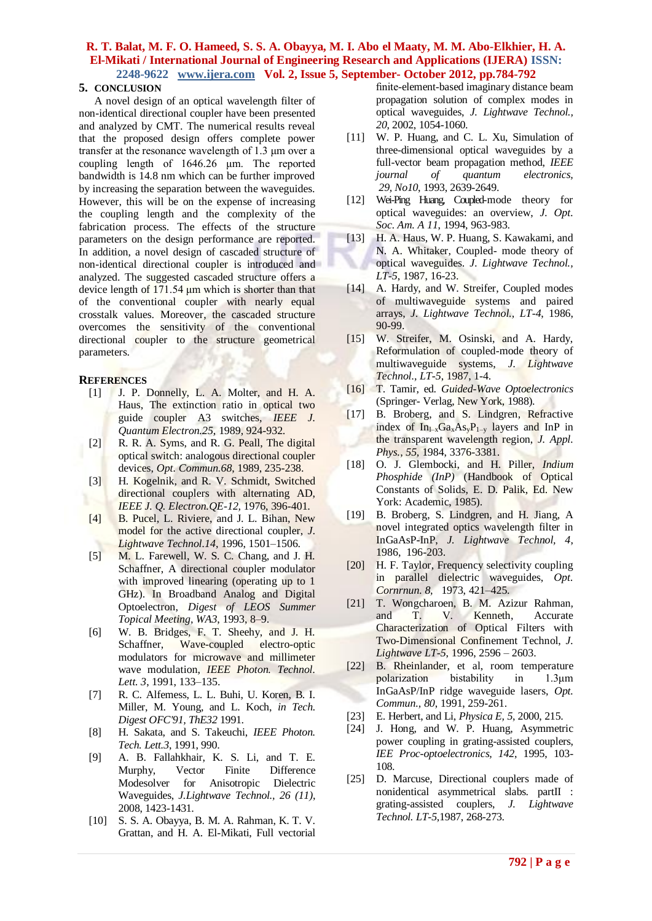## 5. CONCLUSION

A novel design of an optical wavelength filter of non-identical directional coupler have been presented and analyzed by CMT. The numerical results reveal that the proposed design offers complete power transfer at the resonance wavelength of 1.3 µm over a coupling length of 1646.26 µm. The reported bandwidth is 14.8 nm which can be further improved by increasing the separation between the waveguides. However, this will be on the expense of increasing the coupling length and the complexity of the fabrication process. The effects of the structure parameters on the design performance are reported. In addition, a novel design of cascaded structure of non-identical directional coupler is introduced and analyzed. The suggested cascaded structure offers a device length of 171.54 µm which is shorter than that of the conventional coupler with nearly equal crosstalk values. Moreover, the cascaded structure overcomes the sensitivity of the conventional directional coupler to the structure geometrical parameters.

## REFERENCES

[1] J. P. Donnelly, L. A. Molter, and H. A. Haus, The extinction ratio in optical two guide coupler A3 switches, *IEEE J. Quantum Electron.25*, 1989, 924-932.

[2] R. R. A. Syms, and R. G. Peall, The digital optical switch: analogous directional coupler devices, *Opt. Commun.68*, 1989, 235-238.

[3] H. Kogelnik, and R. V. Schmidt, Switched directional couplers with alternating AD, *IEEE J. Q. Electron.QE-12*, 1976, 396-401.

[4] B. Pucel, L. Riviere, and J. L. Bihan, New model for the active directional coupler, *J. Lightwave Technol.14*, 1996, 1501–1506.

[5] M. L. Farewell, W. S. C. Chang, and J. H. Schaffner, A directional coupler modulator with improved linearing (operating up to 1 GHz). In Broadband Analog and Digital Optoelectron, *Digest of LEOS Summer Topical Meeting, WA3*, 1993, 8–9.

[6] W. B. Bridges, F. T. Sheehy, and J. H. Schaffner, Wave-coupled electro-optic modulators for microwave and millimeter wave modulation, *IEEE Photon. Technol. Lett. 3*, 1991, 133–135.

[7] R. C. Alfemess, L. L. Buhi, U. Koren, B. I. Miller, M. Young, and L. Koch, *in Tech. Digest OFC'91, ThE32* 1991.

[8] H. Sakata, and S. Takeuchi, *IEEE Photon. Tech. Lett.3*, 1991, 990.

[9] A. B. Fallahkhair, K. S. Li, and T. E. Murphy, Vector Finite Difference Modesolver for Anisotropic Dielectric Waveguides, *J.Lightwave Technol., 26 (11)*, 2008, 1423-1431.

[10] S. S. A. Obayya, B. M. A. Rahman, K. T. V. Grattan, and H. A. El-Mikati, Full vectorial finite-element-based imaginary distance beam propagation solution of complex modes in optical waveguides, *J. Lightwave Technol., 20*, 2002, 1054-1060.

[11] W. P. Huang, and C. L. Xu, Simulation of three-dimensional optical waveguides by a full-vector beam propagation method, *IEEE journal of quantum electronics, 29, No10*, 1993, 2639-2649.

[12] Wei-Ping Huang, Coupled-mode theory for optical waveguides: an overview, *J. Opt. Soc. Am. A 11*, 1994, 963-983.

[13] H. A. Haus, W. P. Huang, S. Kawakami, and N. A. Whitaker, Coupled- mode theory of optical waveguides. *J. Lightwave Technol., LT-5*, 1987, 16-23.

[14] A. Hardy, and W. Streifer, Coupled modes of multiwaveguide systems and paired arrays, *J. Lightwave Technol., LT-4*, 1986, 90-99.

[15] W. Streifer, M. Osinski, and A. Hardy, Reformulation of coupled-mode theory of multiwaveguide systems, *J. Lightwave Technol., LT-5*, 1987, 1-4.

[16] T. Tamir, ed. *Guided-Wave Optoelectronics* (Springer- Verlag, New York, 1988).

[17] B. Broberg, and S. Lindgren, Refractive index of $In_{1-x}Ga_xAs_yP_{1-y}$ layers and InP in the transparent wavelength region, *J. Appl. Phys., 55*, 1984, 3376-3381.

[18] O. J. Glembocki, and H. Piller, *Indium Phosphide (InP)* (Handbook of Optical Constants of Solids, E. D. Palik, Ed. New York: Academic, 1985).

[19] B. Broberg, S. Lindgren, and H. Jiang, A novel integrated optics wavelength filter in InGaAsP-InP, *J. Lightwave Technol, 4*, 1986, 196-203.

[20] H. F. Taylor, Frequency selectivity coupling in parallel dielectric waveguides, *Opt. Cornrnun. 8*, 1973, 421–425.

[21] T. Wongcharoen, B. M. Azizur Rahman, and T. V. Kenneth, Accurate Characterization of Optical Filters with Two-Dimensional Confinement Technol, *J. Lightwave LT-5*, 1996, 2596 – 2603.

[22] B. Rheinlander, et al, room temperature polarization bistability in 1.3µm InGaAsP/InP ridge waveguide lasers, *Opt. Commun., 80*, 1991, 259-261.

[23] E. Herbert, and Li, *Physica E, 5*, 2000, 215.

[24] J. Hong, and W. P. Huang, Asymmetric power coupling in grating-assisted couplers, *IEE Proc-optoelectronics, 142*, 1995, 103-108.

[25] D. Marcuse, Directional couplers made of nonidentical asymmetrical slabs. partII : grating-assisted couplers, *J. Lightwave Technol. LT-5*,1987, 268-273.